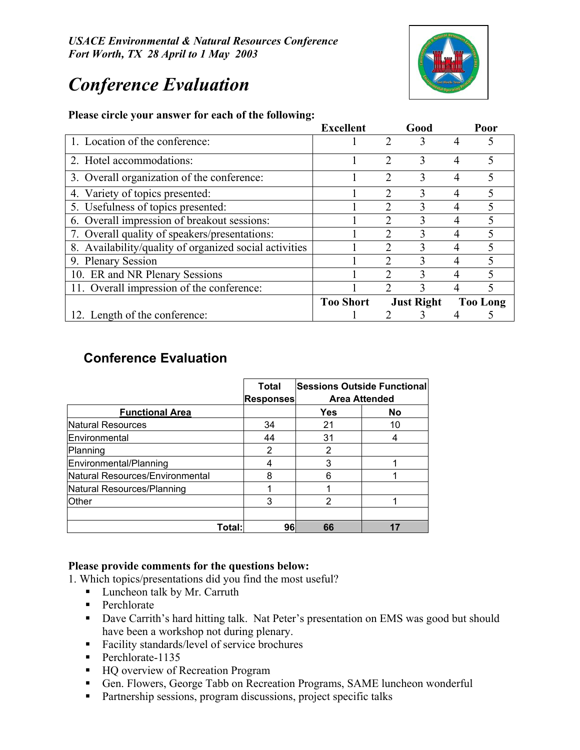*USACE Environmental & Natural Resources Conference*
*Fort Worth, TX 28 April to 1 May 2003*

# *Conference Evaluation*

**Please circle your answer for each of the following:**

| | Excellent | | Good | | Poor |
|---|---|---|---|---|---|
| 1. Location of the conference: | 1 | 2 | 3 | 4 | 5 |
| 2. Hotel accommodations: | 1 | 2 | 3 | 4 | 5 |
| 3. Overall organization of the conference: | 1 | 2 | 3 | 4 | 5 |
| 4. Variety of topics presented: | 1 | 2 | 3 | 4 | 5 |
| 5. Usefulness of topics presented: | 1 | 2 | 3 | 4 | 5 |
| 6. Overall impression of breakout sessions: | 1 | 2 | 3 | 4 | 5 |
| 7. Overall quality of speakers/presentations: | 1 | 2 | 3 | 4 | 5 |
| 8. Availability/quality of organized social activities | 1 | 2 | 3 | 4 | 5 |
| 9. Plenary Session | 1 | 2 | 3 | 4 | 5 |
| 10. ER and NR Plenary Sessions | 1 | 2 | 3 | 4 | 5 |
| 11. Overall impression of the conference: | 1 | 2 | 3 | 4 | 5 |
| | **Too Short** | | **Just Right** | | **Too Long** |
| 12. Length of the conference: | 1 | 2 | 3 | 4 | 5 |

## Conference Evaluation

| | Total Responses | Sessions Outside Functional Area Attended | |
|---|---|---|---|
| **Functional Area** | | **Yes** | **No** |
| Natural Resources | 34 | 21 | 10 |
| Environmental | 44 | 31 | 4 |
| Planning | 2 | 2 | |
| Environmental/Planning | 4 | 3 | 1 |
| Natural Resources/Environmental | 8 | 6 | 1 |
| Natural Resources/Planning | 1 | 1 | |
| Other | 3 | 2 | 1 |
| | | | |
| **Total:** | **96** | **66** | **17** |

**Please provide comments for the questions below:**

1. Which topics/presentations did you find the most useful?
   - Luncheon talk by Mr. Carruth
   - Perchlorate
   - Dave Carrith's hard hitting talk. Nat Peter's presentation on EMS was good but should have been a workshop not during plenary.
   - Facility standards/level of service brochures
   - Perchlorate-1135
   - HQ overview of Recreation Program
   - Gen. Flowers, George Tabb on Recreation Programs, SAME luncheon wonderful
   - Partnership sessions, program discussions, project specific talks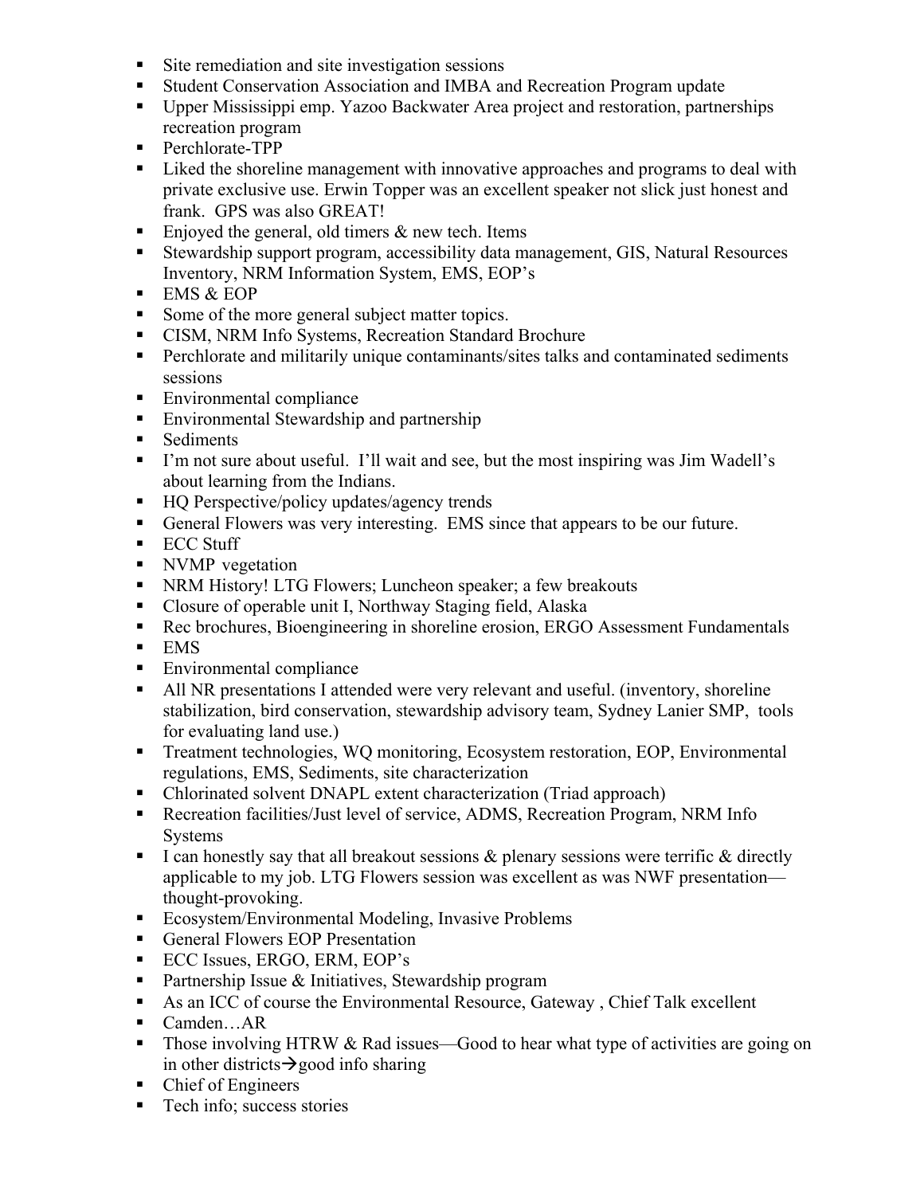- Site remediation and site investigation sessions
- Student Conservation Association and IMBA and Recreation Program update
- Upper Mississippi emp. Yazoo Backwater Area project and restoration, partnerships recreation program
- Perchlorate-TPP
- Liked the shoreline management with innovative approaches and programs to deal with private exclusive use. Erwin Topper was an excellent speaker not slick just honest and frank. GPS was also GREAT!
- Enjoyed the general, old timers & new tech. Items
- Stewardship support program, accessibility data management, GIS, Natural Resources Inventory, NRM Information System, EMS, EOP's
- EMS & EOP
- Some of the more general subject matter topics.
- CISM, NRM Info Systems, Recreation Standard Brochure
- Perchlorate and militarily unique contaminants/sites talks and contaminated sediments sessions
- Environmental compliance
- Environmental Stewardship and partnership
- Sediments
- I'm not sure about useful. I'll wait and see, but the most inspiring was Jim Wadell's about learning from the Indians.
- HQ Perspective/policy updates/agency trends
- General Flowers was very interesting. EMS since that appears to be our future.
- ECC Stuff
- NVMP vegetation
- NRM History! LTG Flowers; Luncheon speaker; a few breakouts
- Closure of operable unit I, Northway Staging field, Alaska
- Rec brochures, Bioengineering in shoreline erosion, ERGO Assessment Fundamentals
- EMS
- Environmental compliance
- All NR presentations I attended were very relevant and useful. (inventory, shoreline stabilization, bird conservation, stewardship advisory team, Sydney Lanier SMP, tools for evaluating land use.)
- Treatment technologies, WQ monitoring, Ecosystem restoration, EOP, Environmental regulations, EMS, Sediments, site characterization
- Chlorinated solvent DNAPL extent characterization (Triad approach)
- Recreation facilities/Just level of service, ADMS, Recreation Program, NRM Info Systems
- I can honestly say that all breakout sessions & plenary sessions were terrific & directly applicable to my job. LTG Flowers session was excellent as was NWF presentation—thought-provoking.
- Ecosystem/Environmental Modeling, Invasive Problems
- General Flowers EOP Presentation
- ECC Issues, ERGO, ERM, EOP's
- Partnership Issue & Initiatives, Stewardship program
- As an ICC of course the Environmental Resource, Gateway , Chief Talk excellent
- Camden…AR
- Those involving HTRW & Rad issues—Good to hear what type of activities are going on in other districts→good info sharing
- Chief of Engineers
- Tech info; success stories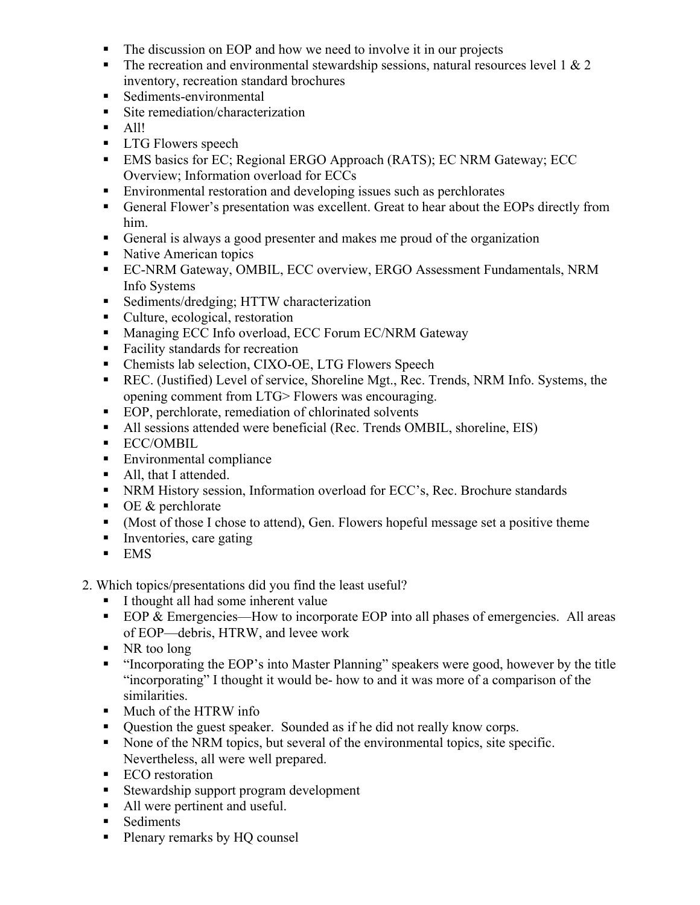- The discussion on EOP and how we need to involve it in our projects
- The recreation and environmental stewardship sessions, natural resources level 1 & 2 inventory, recreation standard brochures
- Sediments-environmental
- Site remediation/characterization
- All!
- LTG Flowers speech
- EMS basics for EC; Regional ERGO Approach (RATS); EC NRM Gateway; ECC Overview; Information overload for ECCs
- Environmental restoration and developing issues such as perchlorates
- General Flower's presentation was excellent. Great to hear about the EOPs directly from him.
- General is always a good presenter and makes me proud of the organization
- Native American topics
- EC-NRM Gateway, OMBIL, ECC overview, ERGO Assessment Fundamentals, NRM Info Systems
- Sediments/dredging; HTTW characterization
- Culture, ecological, restoration
- Managing ECC Info overload, ECC Forum EC/NRM Gateway
- Facility standards for recreation
- Chemists lab selection, CIXO-OE, LTG Flowers Speech
- REC. (Justified) Level of service, Shoreline Mgt., Rec. Trends, NRM Info. Systems, the opening comment from LTG> Flowers was encouraging.
- EOP, perchlorate, remediation of chlorinated solvents
- All sessions attended were beneficial (Rec. Trends OMBIL, shoreline, EIS)
- ECC/OMBIL
- Environmental compliance
- All, that I attended.
- NRM History session, Information overload for ECC's, Rec. Brochure standards
- OE & perchlorate
- (Most of those I chose to attend), Gen. Flowers hopeful message set a positive theme
- Inventories, care gating
- EMS

2. Which topics/presentations did you find the least useful?

- I thought all had some inherent value
- EOP & Emergencies—How to incorporate EOP into all phases of emergencies. All areas of EOP—debris, HTRW, and levee work
- NR too long
- "Incorporating the EOP's into Master Planning" speakers were good, however by the title "incorporating" I thought it would be- how to and it was more of a comparison of the similarities.
- Much of the HTRW info
- Question the guest speaker. Sounded as if he did not really know corps.
- None of the NRM topics, but several of the environmental topics, site specific. Nevertheless, all were well prepared.
- ECO restoration
- Stewardship support program development
- All were pertinent and useful.
- Sediments
- Plenary remarks by HQ counsel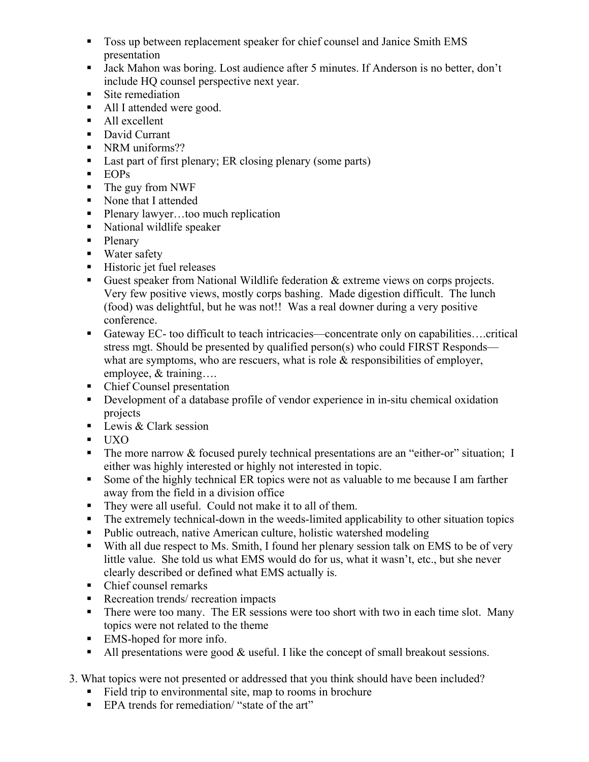- Toss up between replacement speaker for chief counsel and Janice Smith EMS presentation
- Jack Mahon was boring. Lost audience after 5 minutes. If Anderson is no better, don't include HQ counsel perspective next year.
- Site remediation
- All I attended were good.
- All excellent
- David Currant
- NRM uniforms??
- Last part of first plenary; ER closing plenary (some parts)
- EOPs
- The guy from NWF
- None that I attended
- Plenary lawyer…too much replication
- National wildlife speaker
- Plenary
- Water safety
- Historic jet fuel releases
- Guest speaker from National Wildlife federation & extreme views on corps projects. Very few positive views, mostly corps bashing. Made digestion difficult. The lunch (food) was delightful, but he was not!! Was a real downer during a very positive conference.
- Gateway EC- too difficult to teach intricacies—concentrate only on capabilities….critical stress mgt. Should be presented by qualified person(s) who could FIRST Responds—what are symptoms, who are rescuers, what is role & responsibilities of employer, employee, & training….
- Chief Counsel presentation
- Development of a database profile of vendor experience in in-situ chemical oxidation projects
- Lewis & Clark session
- UXO
- The more narrow & focused purely technical presentations are an "either-or" situation; I either was highly interested or highly not interested in topic.
- Some of the highly technical ER topics were not as valuable to me because I am farther away from the field in a division office
- They were all useful. Could not make it to all of them.
- The extremely technical-down in the weeds-limited applicability to other situation topics
- Public outreach, native American culture, holistic watershed modeling
- With all due respect to Ms. Smith, I found her plenary session talk on EMS to be of very little value. She told us what EMS would do for us, what it wasn't, etc., but she never clearly described or defined what EMS actually is.
- Chief counsel remarks
- Recreation trends/ recreation impacts
- There were too many. The ER sessions were too short with two in each time slot. Many topics were not related to the theme
- EMS-hoped for more info.
- All presentations were good & useful. I like the concept of small breakout sessions.

3. What topics were not presented or addressed that you think should have been included?
   - Field trip to environmental site, map to rooms in brochure
   - EPA trends for remediation/ "state of the art"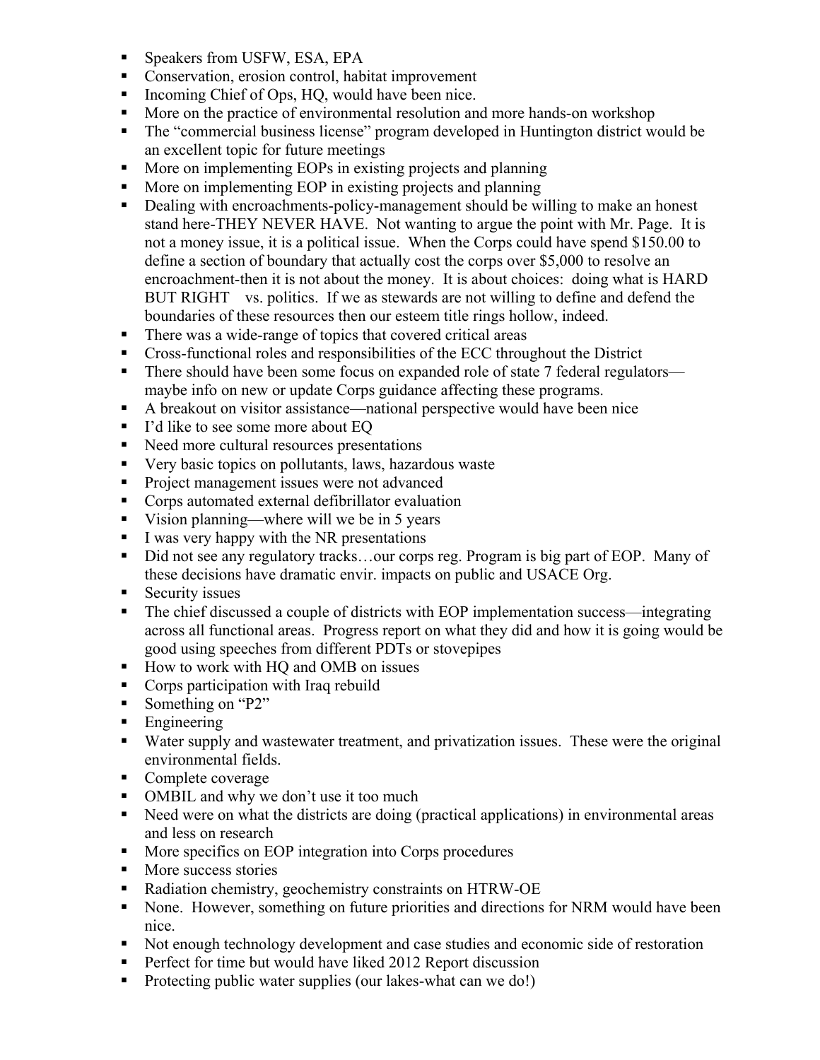- Speakers from USFW, ESA, EPA
- Conservation, erosion control, habitat improvement
- Incoming Chief of Ops, HQ, would have been nice.
- More on the practice of environmental resolution and more hands-on workshop
- The "commercial business license" program developed in Huntington district would be an excellent topic for future meetings
- More on implementing EOPs in existing projects and planning
- More on implementing EOP in existing projects and planning
- Dealing with encroachments-policy-management should be willing to make an honest stand here-THEY NEVER HAVE. Not wanting to argue the point with Mr. Page. It is not a money issue, it is a political issue. When the Corps could have spend $150.00 to define a section of boundary that actually cost the corps over $5,000 to resolve an encroachment-then it is not about the money. It is about choices: doing what is HARD BUT RIGHT vs. politics. If we as stewards are not willing to define and defend the boundaries of these resources then our esteem title rings hollow, indeed.
- There was a wide-range of topics that covered critical areas
- Cross-functional roles and responsibilities of the ECC throughout the District
- There should have been some focus on expanded role of state 7 federal regulators—maybe info on new or update Corps guidance affecting these programs.
- A breakout on visitor assistance—national perspective would have been nice
- I'd like to see some more about EQ
- Need more cultural resources presentations
- Very basic topics on pollutants, laws, hazardous waste
- Project management issues were not advanced
- Corps automated external defibrillator evaluation
- Vision planning—where will we be in 5 years
- I was very happy with the NR presentations
- Did not see any regulatory tracks…our corps reg. Program is big part of EOP. Many of these decisions have dramatic envir. impacts on public and USACE Org.
- Security issues
- The chief discussed a couple of districts with EOP implementation success—integrating across all functional areas. Progress report on what they did and how it is going would be good using speeches from different PDTs or stovepipes
- How to work with HQ and OMB on issues
- Corps participation with Iraq rebuild
- Something on "P2"
- Engineering
- Water supply and wastewater treatment, and privatization issues. These were the original environmental fields.
- Complete coverage
- OMBIL and why we don't use it too much
- Need were on what the districts are doing (practical applications) in environmental areas and less on research
- More specifics on EOP integration into Corps procedures
- More success stories
- Radiation chemistry, geochemistry constraints on HTRW-OE
- None. However, something on future priorities and directions for NRM would have been nice.
- Not enough technology development and case studies and economic side of restoration
- Perfect for time but would have liked 2012 Report discussion
- Protecting public water supplies (our lakes-what can we do!)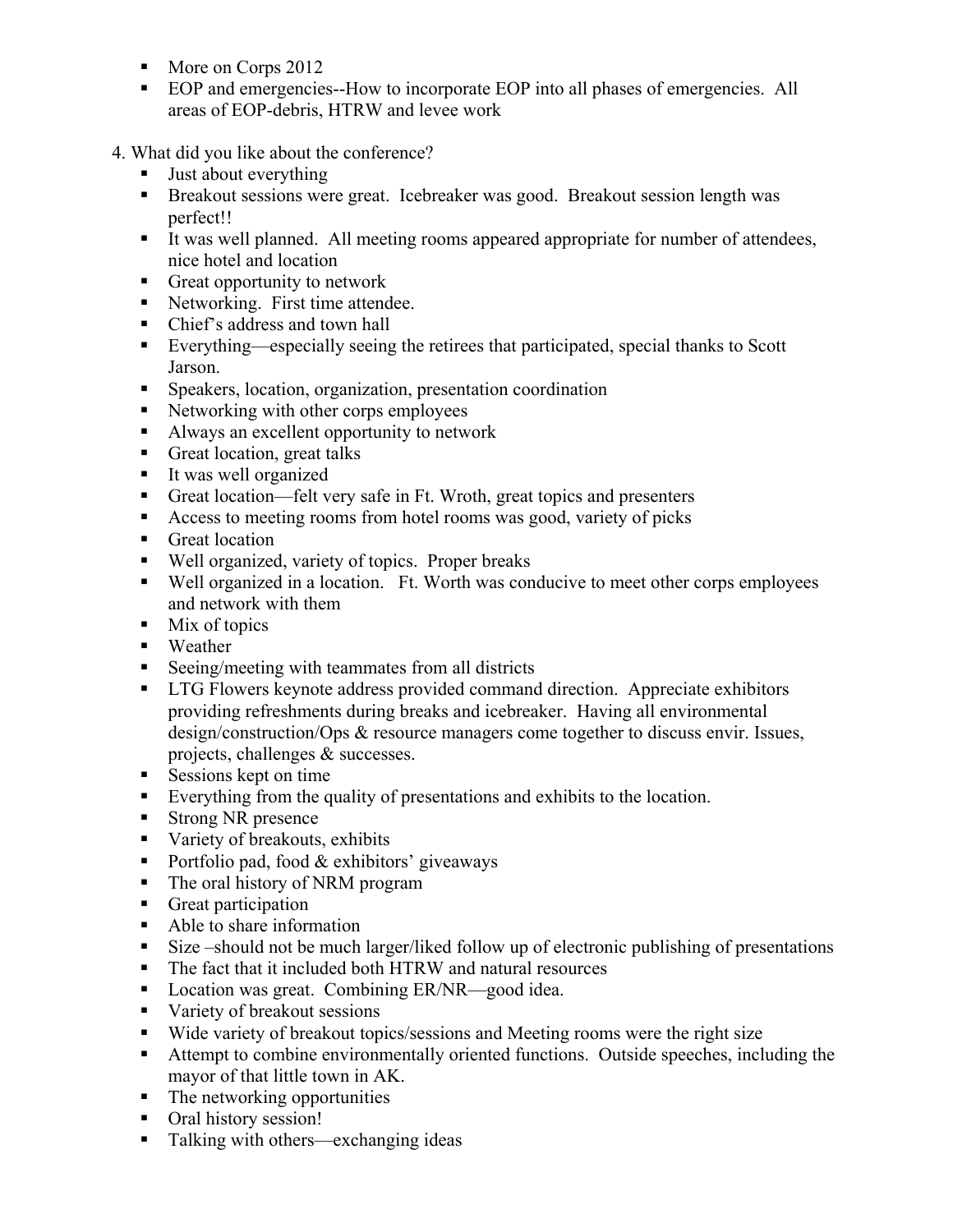- More on Corps 2012
- EOP and emergencies--How to incorporate EOP into all phases of emergencies. All areas of EOP-debris, HTRW and levee work

4. What did you like about the conference?
   - Just about everything
   - Breakout sessions were great. Icebreaker was good. Breakout session length was perfect!!
   - It was well planned. All meeting rooms appeared appropriate for number of attendees, nice hotel and location
   - Great opportunity to network
   - Networking. First time attendee.
   - Chief's address and town hall
   - Everything—especially seeing the retirees that participated, special thanks to Scott Jarson.
   - Speakers, location, organization, presentation coordination
   - Networking with other corps employees
   - Always an excellent opportunity to network
   - Great location, great talks
   - It was well organized
   - Great location—felt very safe in Ft. Wroth, great topics and presenters
   - Access to meeting rooms from hotel rooms was good, variety of picks
   - Great location
   - Well organized, variety of topics. Proper breaks
   - Well organized in a location. Ft. Worth was conducive to meet other corps employees and network with them
   - Mix of topics
   - Weather
   - Seeing/meeting with teammates from all districts
   - LTG Flowers keynote address provided command direction. Appreciate exhibitors providing refreshments during breaks and icebreaker. Having all environmental design/construction/Ops & resource managers come together to discuss envir. Issues, projects, challenges & successes.
   - Sessions kept on time
   - Everything from the quality of presentations and exhibits to the location.
   - Strong NR presence
   - Variety of breakouts, exhibits
   - Portfolio pad, food & exhibitors' giveaways
   - The oral history of NRM program
   - Great participation
   - Able to share information
   - Size –should not be much larger/liked follow up of electronic publishing of presentations
   - The fact that it included both HTRW and natural resources
   - Location was great. Combining ER/NR—good idea.
   - Variety of breakout sessions
   - Wide variety of breakout topics/sessions and Meeting rooms were the right size
   - Attempt to combine environmentally oriented functions. Outside speeches, including the mayor of that little town in AK.
   - The networking opportunities
   - Oral history session!
   - Talking with others—exchanging ideas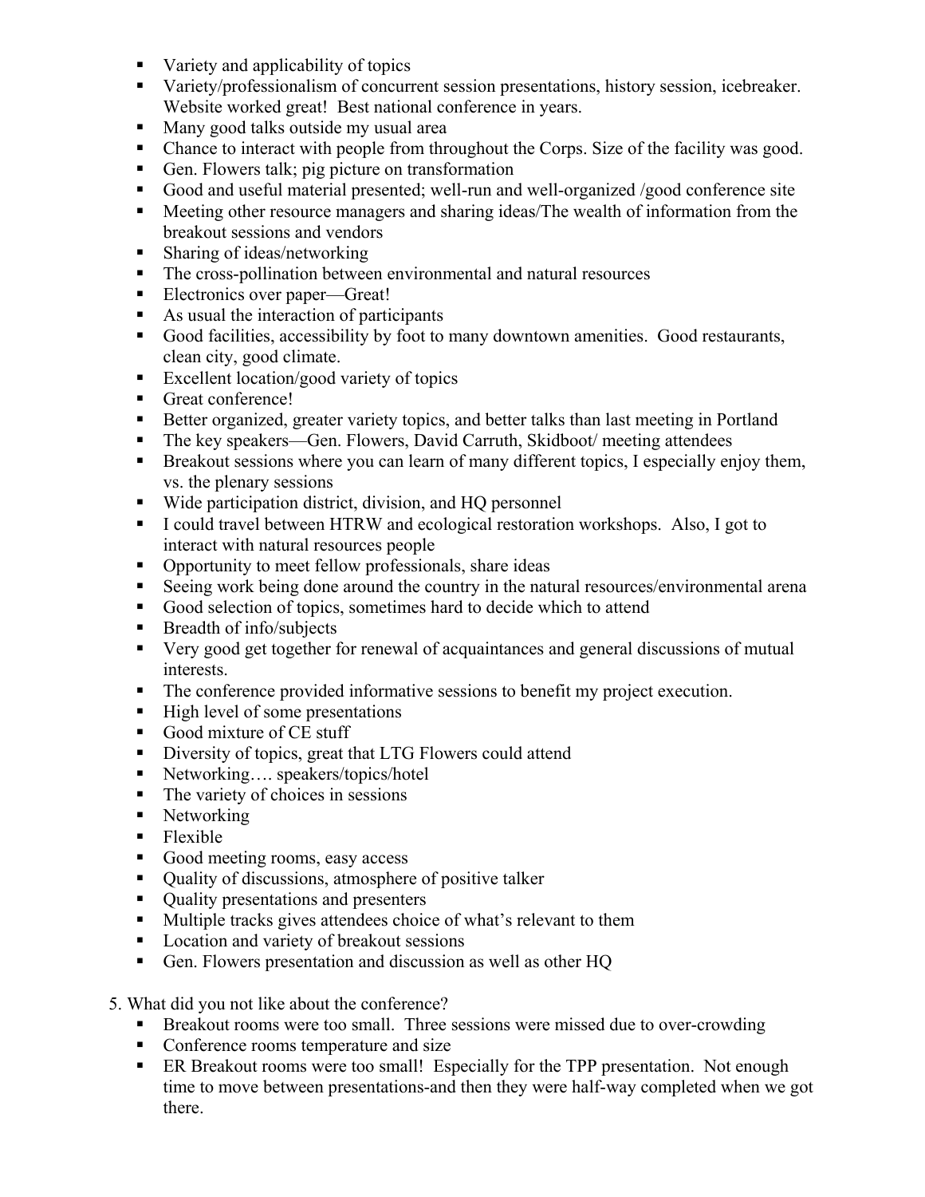- Variety and applicability of topics
- Variety/professionalism of concurrent session presentations, history session, icebreaker. Website worked great! Best national conference in years.
- Many good talks outside my usual area
- Chance to interact with people from throughout the Corps. Size of the facility was good.
- Gen. Flowers talk; pig picture on transformation
- Good and useful material presented; well-run and well-organized /good conference site
- Meeting other resource managers and sharing ideas/The wealth of information from the breakout sessions and vendors
- Sharing of ideas/networking
- The cross-pollination between environmental and natural resources
- Electronics over paper—Great!
- As usual the interaction of participants
- Good facilities, accessibility by foot to many downtown amenities. Good restaurants, clean city, good climate.
- Excellent location/good variety of topics
- Great conference!
- Better organized, greater variety topics, and better talks than last meeting in Portland
- The key speakers—Gen. Flowers, David Carruth, Skidboot/ meeting attendees
- Breakout sessions where you can learn of many different topics, I especially enjoy them, vs. the plenary sessions
- Wide participation district, division, and HQ personnel
- I could travel between HTRW and ecological restoration workshops. Also, I got to interact with natural resources people
- Opportunity to meet fellow professionals, share ideas
- Seeing work being done around the country in the natural resources/environmental arena
- Good selection of topics, sometimes hard to decide which to attend
- Breadth of info/subjects
- Very good get together for renewal of acquaintances and general discussions of mutual interests.
- The conference provided informative sessions to benefit my project execution.
- High level of some presentations
- Good mixture of CE stuff
- Diversity of topics, great that LTG Flowers could attend
- Networking…. speakers/topics/hotel
- The variety of choices in sessions
- Networking
- Flexible
- Good meeting rooms, easy access
- Quality of discussions, atmosphere of positive talker
- Quality presentations and presenters
- Multiple tracks gives attendees choice of what's relevant to them
- Location and variety of breakout sessions
- Gen. Flowers presentation and discussion as well as other HQ

5. What did you not like about the conference?
   - Breakout rooms were too small. Three sessions were missed due to over-crowding
   - Conference rooms temperature and size
   - ER Breakout rooms were too small! Especially for the TPP presentation. Not enough time to move between presentations-and then they were half-way completed when we got there.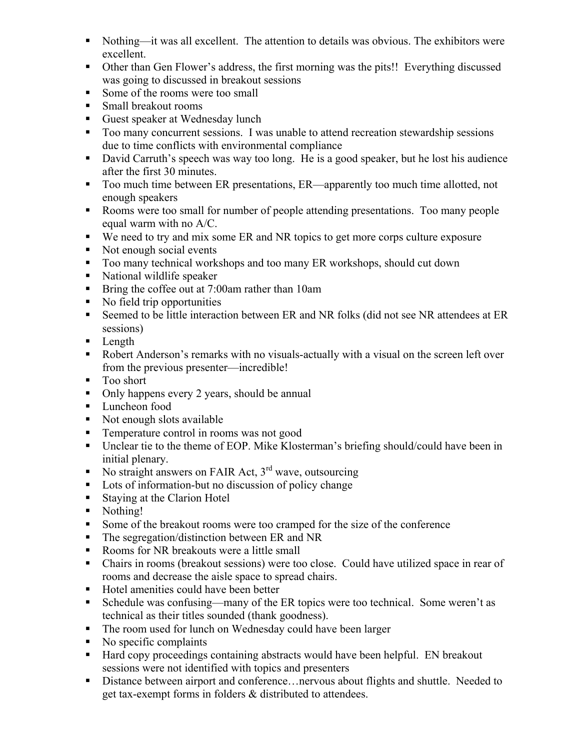- Nothing—it was all excellent. The attention to details was obvious. The exhibitors were excellent.
- Other than Gen Flower's address, the first morning was the pits!! Everything discussed was going to discussed in breakout sessions
- Some of the rooms were too small
- Small breakout rooms
- Guest speaker at Wednesday lunch
- Too many concurrent sessions. I was unable to attend recreation stewardship sessions due to time conflicts with environmental compliance
- David Carruth's speech was way too long. He is a good speaker, but he lost his audience after the first 30 minutes.
- Too much time between ER presentations, ER—apparently too much time allotted, not enough speakers
- Rooms were too small for number of people attending presentations. Too many people equal warm with no A/C.
- We need to try and mix some ER and NR topics to get more corps culture exposure
- Not enough social events
- Too many technical workshops and too many ER workshops, should cut down
- National wildlife speaker
- Bring the coffee out at 7:00am rather than 10am
- No field trip opportunities
- Seemed to be little interaction between ER and NR folks (did not see NR attendees at ER sessions)
- Length
- Robert Anderson's remarks with no visuals-actually with a visual on the screen left over from the previous presenter—incredible!
- Too short
- Only happens every 2 years, should be annual
- Luncheon food
- Not enough slots available
- Temperature control in rooms was not good
- Unclear tie to the theme of EOP. Mike Klosterman's briefing should/could have been in initial plenary.
- No straight answers on FAIR Act, 3rd wave, outsourcing
- Lots of information-but no discussion of policy change
- Staying at the Clarion Hotel
- Nothing!
- Some of the breakout rooms were too cramped for the size of the conference
- The segregation/distinction between ER and NR
- Rooms for NR breakouts were a little small
- Chairs in rooms (breakout sessions) were too close. Could have utilized space in rear of rooms and decrease the aisle space to spread chairs.
- Hotel amenities could have been better
- Schedule was confusing—many of the ER topics were too technical. Some weren't as technical as their titles sounded (thank goodness).
- The room used for lunch on Wednesday could have been larger
- No specific complaints
- Hard copy proceedings containing abstracts would have been helpful. EN breakout sessions were not identified with topics and presenters
- Distance between airport and conference…nervous about flights and shuttle. Needed to get tax-exempt forms in folders & distributed to attendees.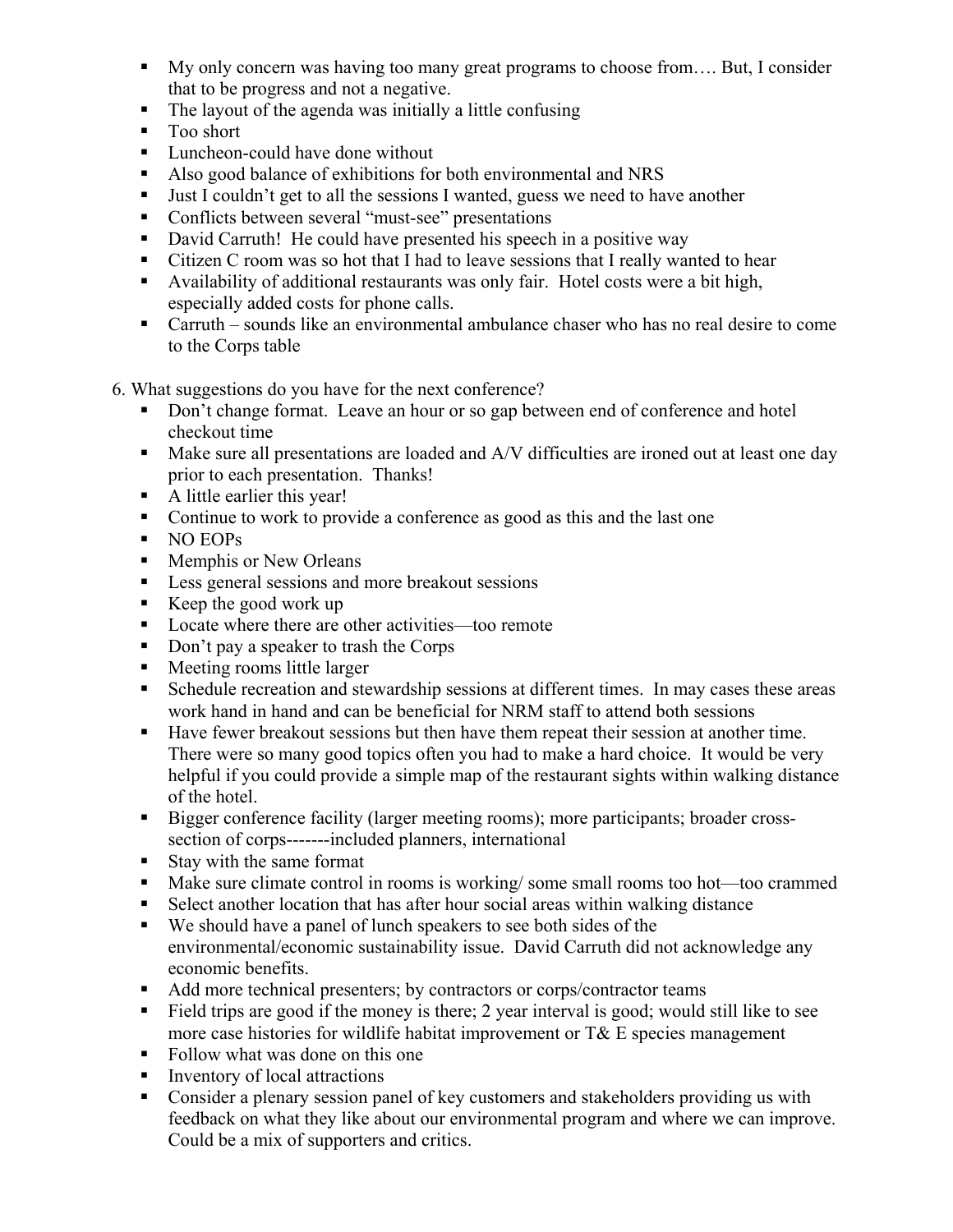- My only concern was having too many great programs to choose from…. But, I consider that to be progress and not a negative.
- The layout of the agenda was initially a little confusing
- Too short
- Luncheon-could have done without
- Also good balance of exhibitions for both environmental and NRS
- Just I couldn't get to all the sessions I wanted, guess we need to have another
- Conflicts between several "must-see" presentations
- David Carruth! He could have presented his speech in a positive way
- Citizen C room was so hot that I had to leave sessions that I really wanted to hear
- Availability of additional restaurants was only fair. Hotel costs were a bit high, especially added costs for phone calls.
- Carruth – sounds like an environmental ambulance chaser who has no real desire to come to the Corps table

6. What suggestions do you have for the next conference?
   - Don't change format. Leave an hour or so gap between end of conference and hotel checkout time
   - Make sure all presentations are loaded and A/V difficulties are ironed out at least one day prior to each presentation. Thanks!
   - A little earlier this year!
   - Continue to work to provide a conference as good as this and the last one
   - NO EOPs
   - Memphis or New Orleans
   - Less general sessions and more breakout sessions
   - Keep the good work up
   - Locate where there are other activities—too remote
   - Don't pay a speaker to trash the Corps
   - Meeting rooms little larger
   - Schedule recreation and stewardship sessions at different times. In may cases these areas work hand in hand and can be beneficial for NRM staff to attend both sessions
   - Have fewer breakout sessions but then have them repeat their session at another time. There were so many good topics often you had to make a hard choice. It would be very helpful if you could provide a simple map of the restaurant sights within walking distance of the hotel.
   - Bigger conference facility (larger meeting rooms); more participants; broader cross-section of corps-------included planners, international
   - Stay with the same format
   - Make sure climate control in rooms is working/ some small rooms too hot—too crammed
   - Select another location that has after hour social areas within walking distance
   - We should have a panel of lunch speakers to see both sides of the environmental/economic sustainability issue. David Carruth did not acknowledge any economic benefits.
   - Add more technical presenters; by contractors or corps/contractor teams
   - Field trips are good if the money is there; 2 year interval is good; would still like to see more case histories for wildlife habitat improvement or T& E species management
   - Follow what was done on this one
   - Inventory of local attractions
   - Consider a plenary session panel of key customers and stakeholders providing us with feedback on what they like about our environmental program and where we can improve. Could be a mix of supporters and critics.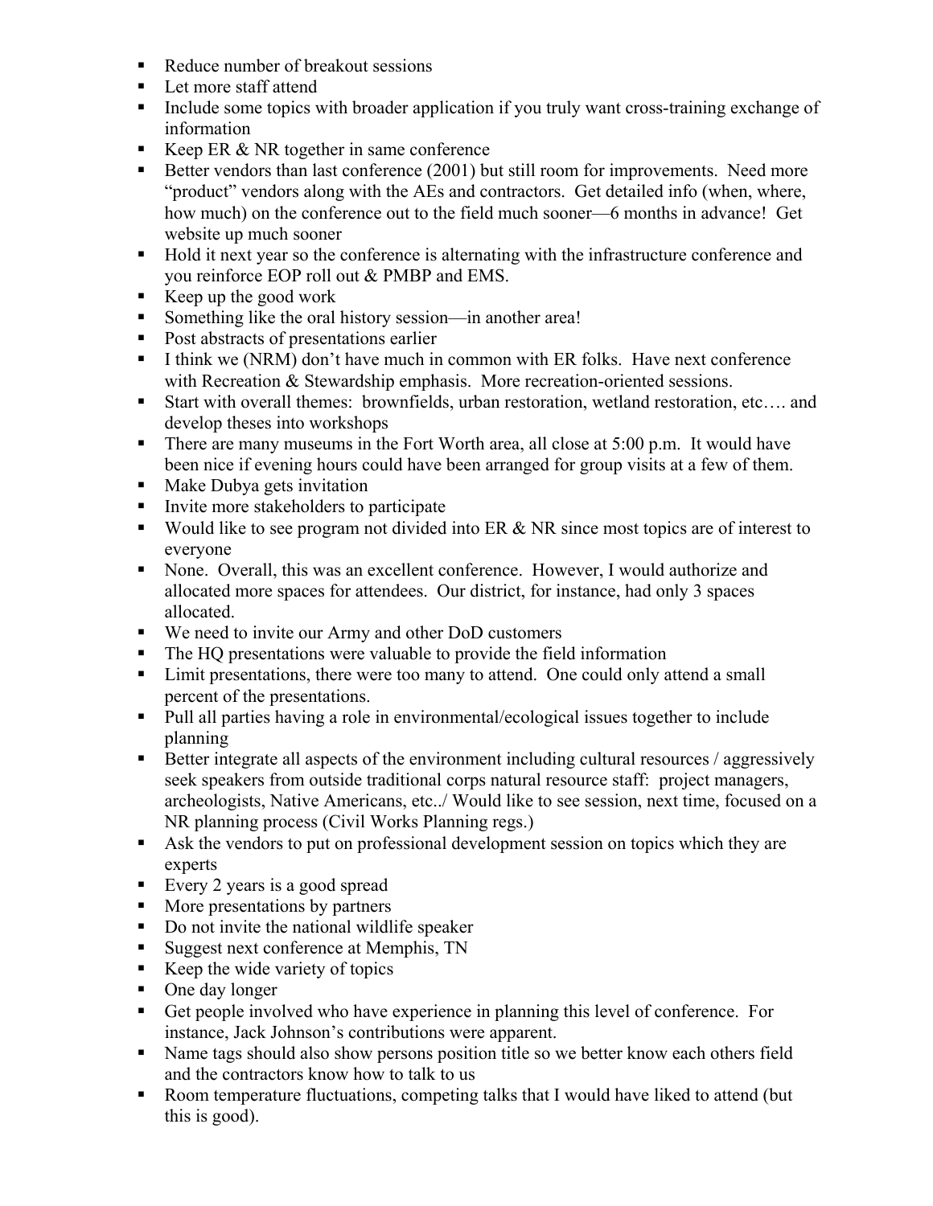- Reduce number of breakout sessions
- Let more staff attend
- Include some topics with broader application if you truly want cross-training exchange of information
- Keep ER & NR together in same conference
- Better vendors than last conference (2001) but still room for improvements. Need more "product" vendors along with the AEs and contractors. Get detailed info (when, where, how much) on the conference out to the field much sooner—6 months in advance! Get website up much sooner
- Hold it next year so the conference is alternating with the infrastructure conference and you reinforce EOP roll out & PMBP and EMS.
- Keep up the good work
- Something like the oral history session—in another area!
- Post abstracts of presentations earlier
- I think we (NRM) don't have much in common with ER folks. Have next conference with Recreation & Stewardship emphasis. More recreation-oriented sessions.
- Start with overall themes: brownfields, urban restoration, wetland restoration, etc…. and develop theses into workshops
- There are many museums in the Fort Worth area, all close at 5:00 p.m. It would have been nice if evening hours could have been arranged for group visits at a few of them.
- Make Dubya gets invitation
- Invite more stakeholders to participate
- Would like to see program not divided into ER & NR since most topics are of interest to everyone
- None. Overall, this was an excellent conference. However, I would authorize and allocated more spaces for attendees. Our district, for instance, had only 3 spaces allocated.
- We need to invite our Army and other DoD customers
- The HQ presentations were valuable to provide the field information
- Limit presentations, there were too many to attend. One could only attend a small percent of the presentations.
- Pull all parties having a role in environmental/ecological issues together to include planning
- Better integrate all aspects of the environment including cultural resources / aggressively seek speakers from outside traditional corps natural resource staff: project managers, archeologists, Native Americans, etc../ Would like to see session, next time, focused on a NR planning process (Civil Works Planning regs.)
- Ask the vendors to put on professional development session on topics which they are experts
- Every 2 years is a good spread
- More presentations by partners
- Do not invite the national wildlife speaker
- Suggest next conference at Memphis, TN
- Keep the wide variety of topics
- One day longer
- Get people involved who have experience in planning this level of conference. For instance, Jack Johnson's contributions were apparent.
- Name tags should also show persons position title so we better know each others field and the contractors know how to talk to us
- Room temperature fluctuations, competing talks that I would have liked to attend (but this is good).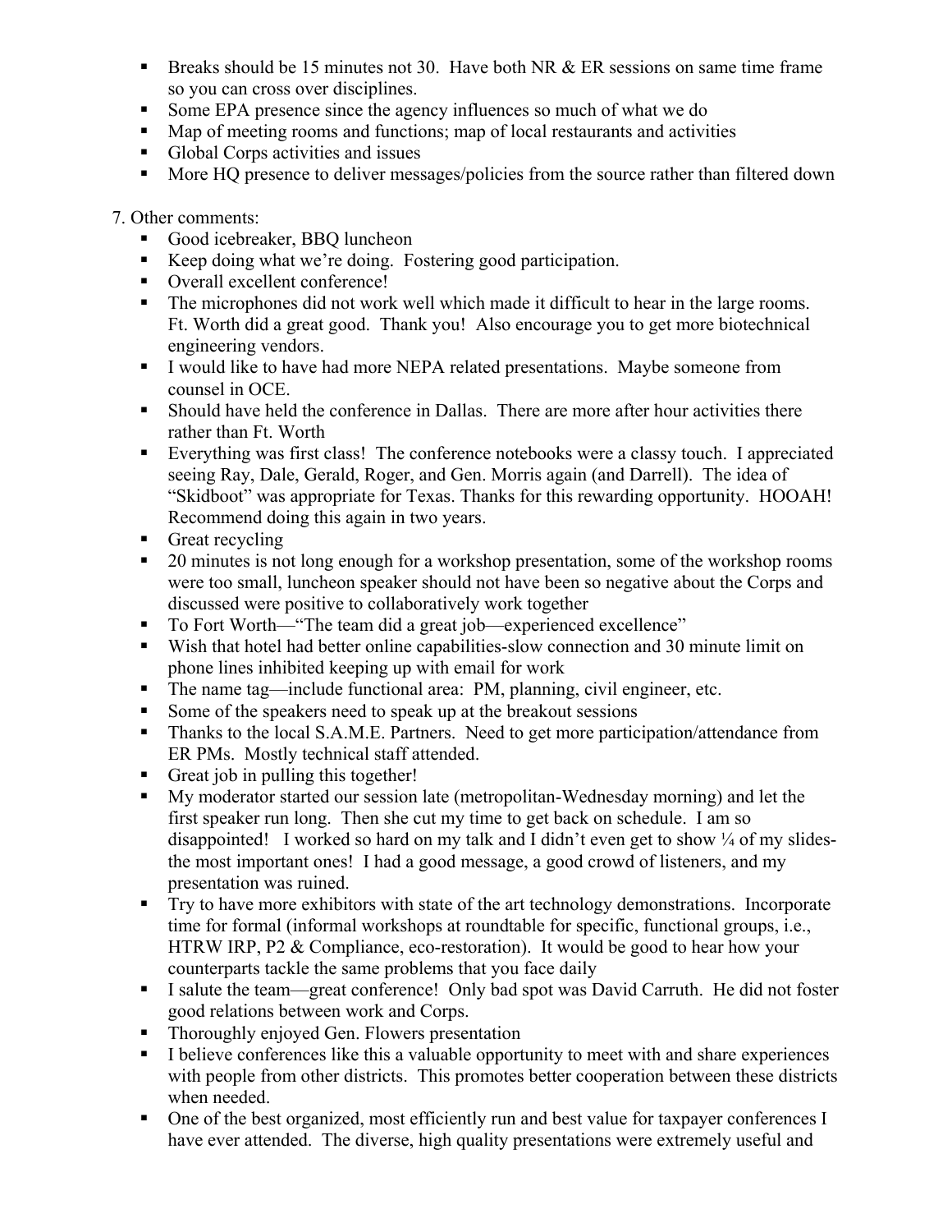- Breaks should be 15 minutes not 30. Have both NR & ER sessions on same time frame so you can cross over disciplines.
- Some EPA presence since the agency influences so much of what we do
- Map of meeting rooms and functions; map of local restaurants and activities
- Global Corps activities and issues
- More HQ presence to deliver messages/policies from the source rather than filtered down

7. Other comments:

- Good icebreaker, BBQ luncheon
- Keep doing what we're doing. Fostering good participation.
- Overall excellent conference!
- The microphones did not work well which made it difficult to hear in the large rooms. Ft. Worth did a great good. Thank you! Also encourage you to get more biotechnical engineering vendors.
- I would like to have had more NEPA related presentations. Maybe someone from counsel in OCE.
- Should have held the conference in Dallas. There are more after hour activities there rather than Ft. Worth
- Everything was first class! The conference notebooks were a classy touch. I appreciated seeing Ray, Dale, Gerald, Roger, and Gen. Morris again (and Darrell). The idea of "Skidboot" was appropriate for Texas. Thanks for this rewarding opportunity. HOOAH! Recommend doing this again in two years.
- Great recycling
- 20 minutes is not long enough for a workshop presentation, some of the workshop rooms were too small, luncheon speaker should not have been so negative about the Corps and discussed were positive to collaboratively work together
- To Fort Worth—"The team did a great job—experienced excellence"
- Wish that hotel had better online capabilities-slow connection and 30 minute limit on phone lines inhibited keeping up with email for work
- The name tag—include functional area: PM, planning, civil engineer, etc.
- Some of the speakers need to speak up at the breakout sessions
- Thanks to the local S.A.M.E. Partners. Need to get more participation/attendance from ER PMs. Mostly technical staff attended.
- Great job in pulling this together!
- My moderator started our session late (metropolitan-Wednesday morning) and let the first speaker run long. Then she cut my time to get back on schedule. I am so disappointed! I worked so hard on my talk and I didn't even get to show ¼ of my slides-the most important ones! I had a good message, a good crowd of listeners, and my presentation was ruined.
- Try to have more exhibitors with state of the art technology demonstrations. Incorporate time for formal (informal workshops at roundtable for specific, functional groups, i.e., HTRW IRP, P2 & Compliance, eco-restoration). It would be good to hear how your counterparts tackle the same problems that you face daily
- I salute the team—great conference! Only bad spot was David Carruth. He did not foster good relations between work and Corps.
- Thoroughly enjoyed Gen. Flowers presentation
- I believe conferences like this a valuable opportunity to meet with and share experiences with people from other districts. This promotes better cooperation between these districts when needed.
- One of the best organized, most efficiently run and best value for taxpayer conferences I have ever attended. The diverse, high quality presentations were extremely useful and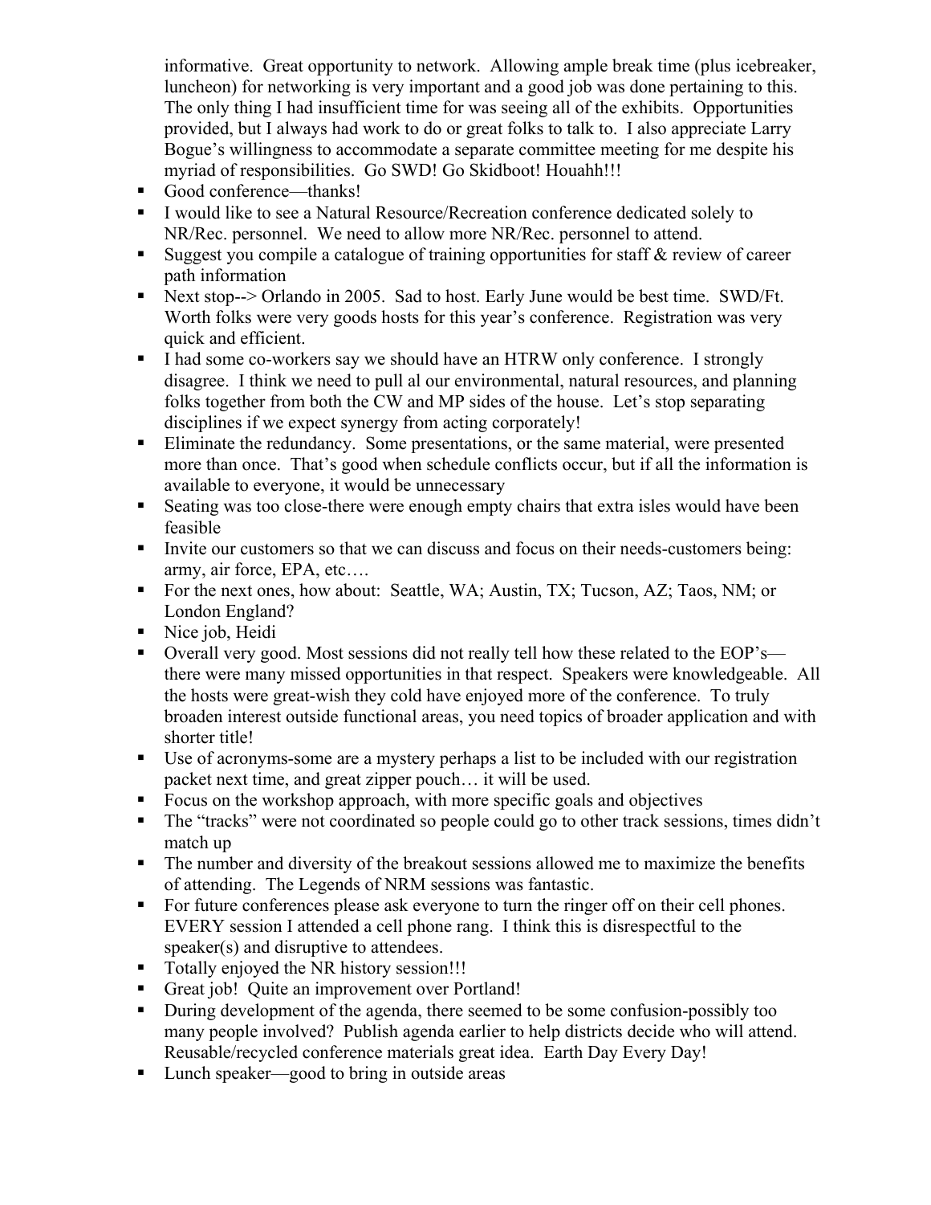informative. Great opportunity to network. Allowing ample break time (plus icebreaker, luncheon) for networking is very important and a good job was done pertaining to this. The only thing I had insufficient time for was seeing all of the exhibits. Opportunities provided, but I always had work to do or great folks to talk to. I also appreciate Larry Bogue's willingness to accommodate a separate committee meeting for me despite his myriad of responsibilities. Go SWD! Go Skidboot! Houahh!!!

- Good conference—thanks!
- I would like to see a Natural Resource/Recreation conference dedicated solely to NR/Rec. personnel. We need to allow more NR/Rec. personnel to attend.
- Suggest you compile a catalogue of training opportunities for staff & review of career path information
- Next stop--> Orlando in 2005. Sad to host. Early June would be best time. SWD/Ft. Worth folks were very goods hosts for this year's conference. Registration was very quick and efficient.
- I had some co-workers say we should have an HTRW only conference. I strongly disagree. I think we need to pull al our environmental, natural resources, and planning folks together from both the CW and MP sides of the house. Let's stop separating disciplines if we expect synergy from acting corporately!
- Eliminate the redundancy. Some presentations, or the same material, were presented more than once. That's good when schedule conflicts occur, but if all the information is available to everyone, it would be unnecessary
- Seating was too close-there were enough empty chairs that extra isles would have been feasible
- Invite our customers so that we can discuss and focus on their needs-customers being: army, air force, EPA, etc….
- For the next ones, how about: Seattle, WA; Austin, TX; Tucson, AZ; Taos, NM; or London England?
- Nice job, Heidi
- Overall very good. Most sessions did not really tell how these related to the EOP's—there were many missed opportunities in that respect. Speakers were knowledgeable. All the hosts were great-wish they cold have enjoyed more of the conference. To truly broaden interest outside functional areas, you need topics of broader application and with shorter title!
- Use of acronyms-some are a mystery perhaps a list to be included with our registration packet next time, and great zipper pouch… it will be used.
- Focus on the workshop approach, with more specific goals and objectives
- The "tracks" were not coordinated so people could go to other track sessions, times didn't match up
- The number and diversity of the breakout sessions allowed me to maximize the benefits of attending. The Legends of NRM sessions was fantastic.
- For future conferences please ask everyone to turn the ringer off on their cell phones. EVERY session I attended a cell phone rang. I think this is disrespectful to the speaker(s) and disruptive to attendees.
- Totally enjoyed the NR history session!!!
- Great job! Quite an improvement over Portland!
- During development of the agenda, there seemed to be some confusion-possibly too many people involved? Publish agenda earlier to help districts decide who will attend. Reusable/recycled conference materials great idea. Earth Day Every Day!
- Lunch speaker—good to bring in outside areas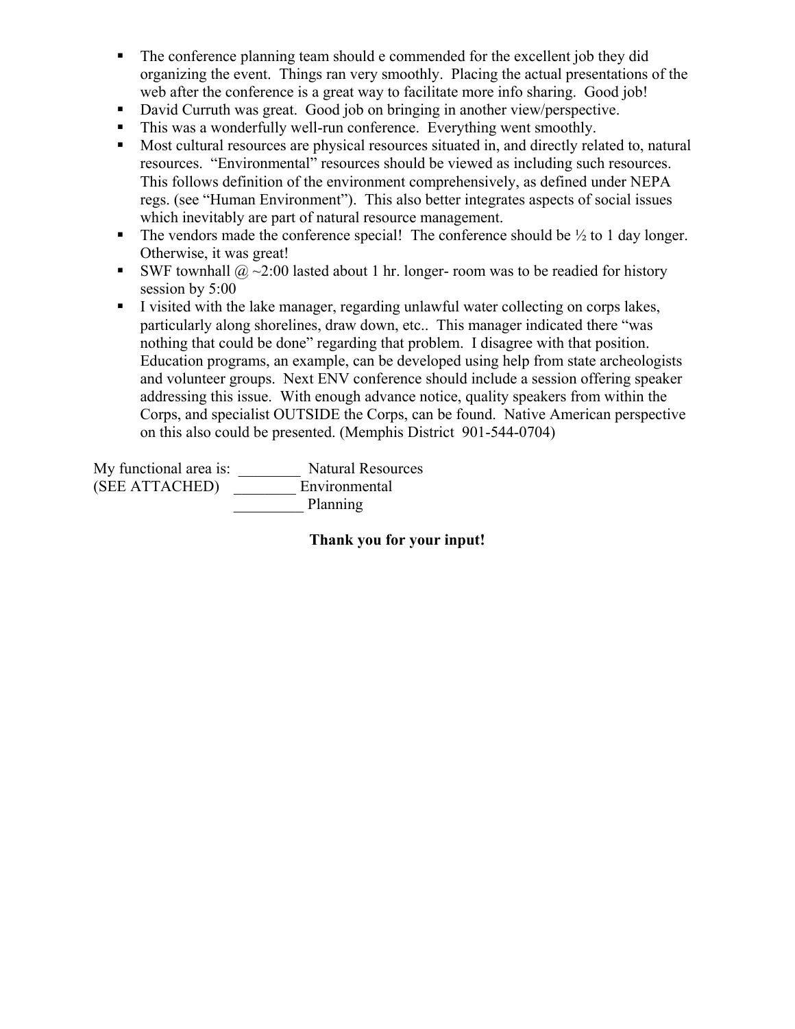- The conference planning team should e commended for the excellent job they did organizing the event. Things ran very smoothly. Placing the actual presentations of the web after the conference is a great way to facilitate more info sharing. Good job!
- David Curruth was great. Good job on bringing in another view/perspective.
- This was a wonderfully well-run conference. Everything went smoothly.
- Most cultural resources are physical resources situated in, and directly related to, natural resources. "Environmental" resources should be viewed as including such resources. This follows definition of the environment comprehensively, as defined under NEPA regs. (see "Human Environment"). This also better integrates aspects of social issues which inevitably are part of natural resource management.
- The vendors made the conference special! The conference should be ½ to 1 day longer. Otherwise, it was great!
- SWF townhall @ ~2:00 lasted about 1 hr. longer- room was to be readied for history session by 5:00
- I visited with the lake manager, regarding unlawful water collecting on corps lakes, particularly along shorelines, draw down, etc.. This manager indicated there "was nothing that could be done" regarding that problem. I disagree with that position. Education programs, an example, can be developed using help from state archeologists and volunteer groups. Next ENV conference should include a session offering speaker addressing this issue. With enough advance notice, quality speakers from within the Corps, and specialist OUTSIDE the Corps, can be found. Native American perspective on this also could be presented. (Memphis District 901-544-0704)

My functional area is: ________ Natural Resources
(SEE ATTACHED) ________ Environmental
_________ Planning

**Thank you for your input!**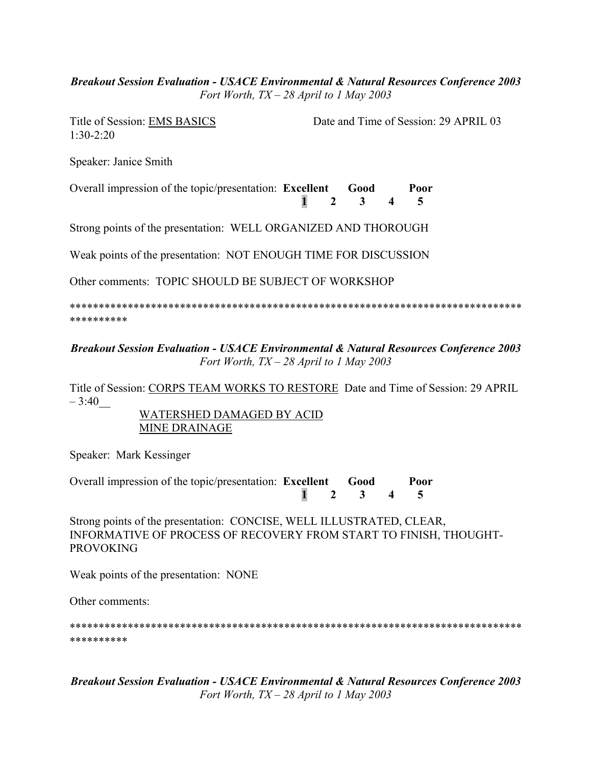***Breakout Session Evaluation - USACE Environmental & Natural Resources Conference 2003***
*Fort Worth, TX – 28 April to 1 May 2003*

Title of Session: EMS BASICS Date and Time of Session: 29 APRIL 03 1:30-2:20

Speaker: Janice Smith

Overall impression of the topic/presentation: **Excellent** **Good** **Poor**

| **1** | **2** | **3** | **4** | **5** |
|---|---|---|---|---|

Strong points of the presentation: WELL ORGANIZED AND THOROUGH

Weak points of the presentation: NOT ENOUGH TIME FOR DISCUSSION

Other comments: TOPIC SHOULD BE SUBJECT OF WORKSHOP

*************************************************************************************

***Breakout Session Evaluation - USACE Environmental & Natural Resources Conference 2003***
*Fort Worth, TX – 28 April to 1 May 2003*

Title of Session: CORPS TEAM WORKS TO RESTORE WATERSHED DAMAGED BY ACID MINE DRAINAGE Date and Time of Session: 29 APRIL – 3:40__

Speaker: Mark Kessinger

Overall impression of the topic/presentation: **Excellent** **Good** **Poor**

| **1** | **2** | **3** | **4** | **5** |
|---|---|---|---|---|

Strong points of the presentation: CONCISE, WELL ILLUSTRATED, CLEAR, INFORMATIVE OF PROCESS OF RECOVERY FROM START TO FINISH, THOUGHT-PROVOKING

Weak points of the presentation: NONE

Other comments:

*************************************************************************************

***Breakout Session Evaluation - USACE Environmental & Natural Resources Conference 2003***
*Fort Worth, TX – 28 April to 1 May 2003*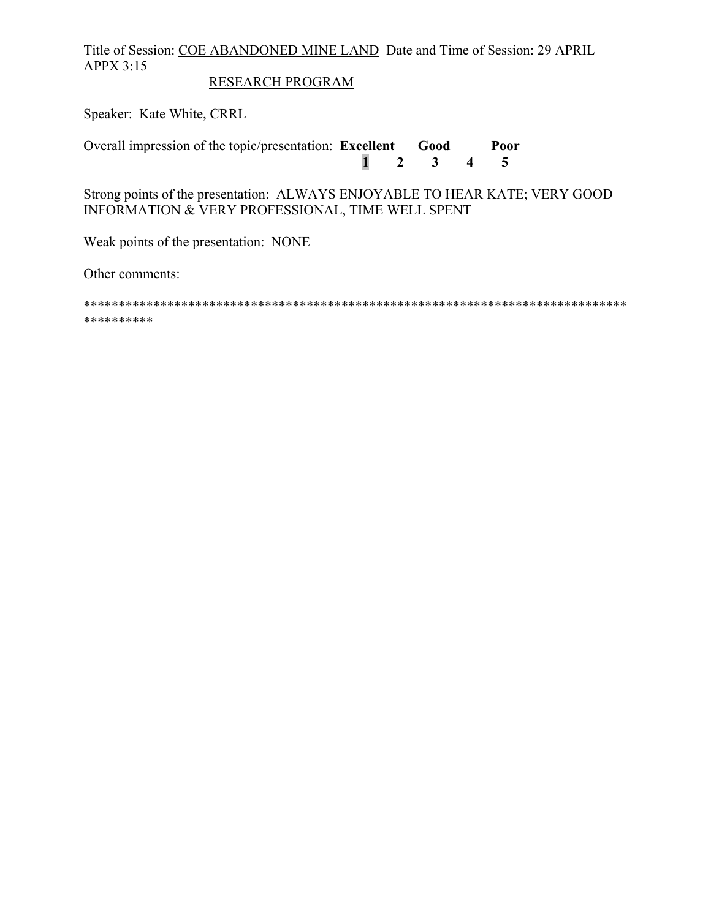Title of Session: <u>COE ABANDONED MINE LAND RESEARCH PROGRAM</u> Date and Time of Session: 29 APRIL – APPX 3:15

Speaker: Kate White, CRRL

Overall impression of the topic/presentation:

| **Excellent** | | **Good** | | **Poor** |
|---|---|---|---|---|
| **1** | **2** | **3** | **4** | **5** |

Strong points of the presentation: ALWAYS ENJOYABLE TO HEAR KATE; VERY GOOD INFORMATION & VERY PROFESSIONAL, TIME WELL SPENT

Weak points of the presentation: NONE

Other comments:

****************************************************************************************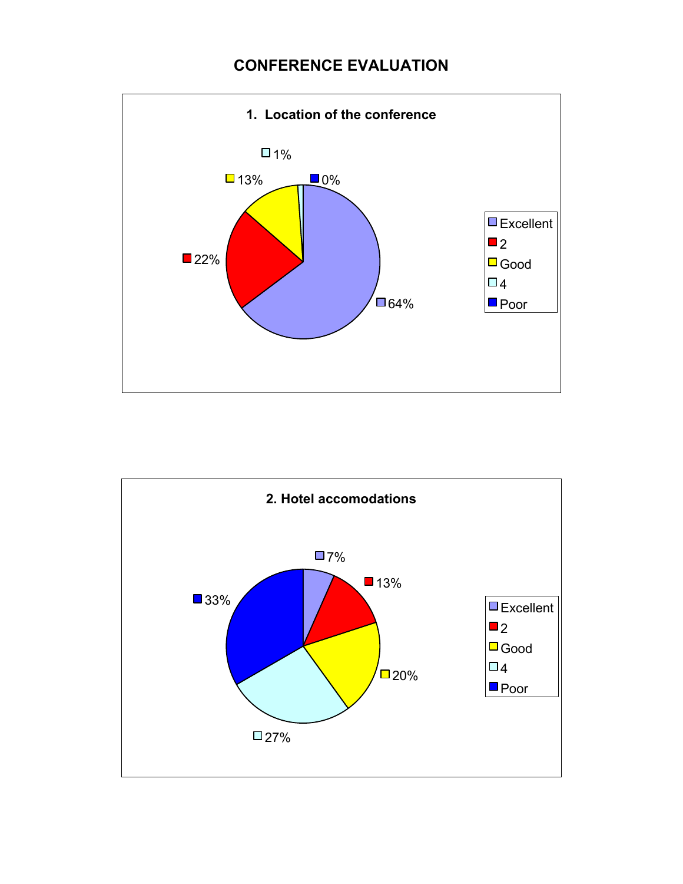# CONFERENCE EVALUATION

## 1. Location of the conference

| Rating | Percentage |
|---|---|
| Excellent | 64% |
| 2 | 22% |
| Good | 13% |
| 4 | 1% |
| Poor | 0% |

## 2. Hotel accomodations

| Rating | Percentage |
|---|---|
| Excellent | 7% |
| 2 | 13% |
| Good | 20% |
| 4 | 27% |
| Poor | 33% |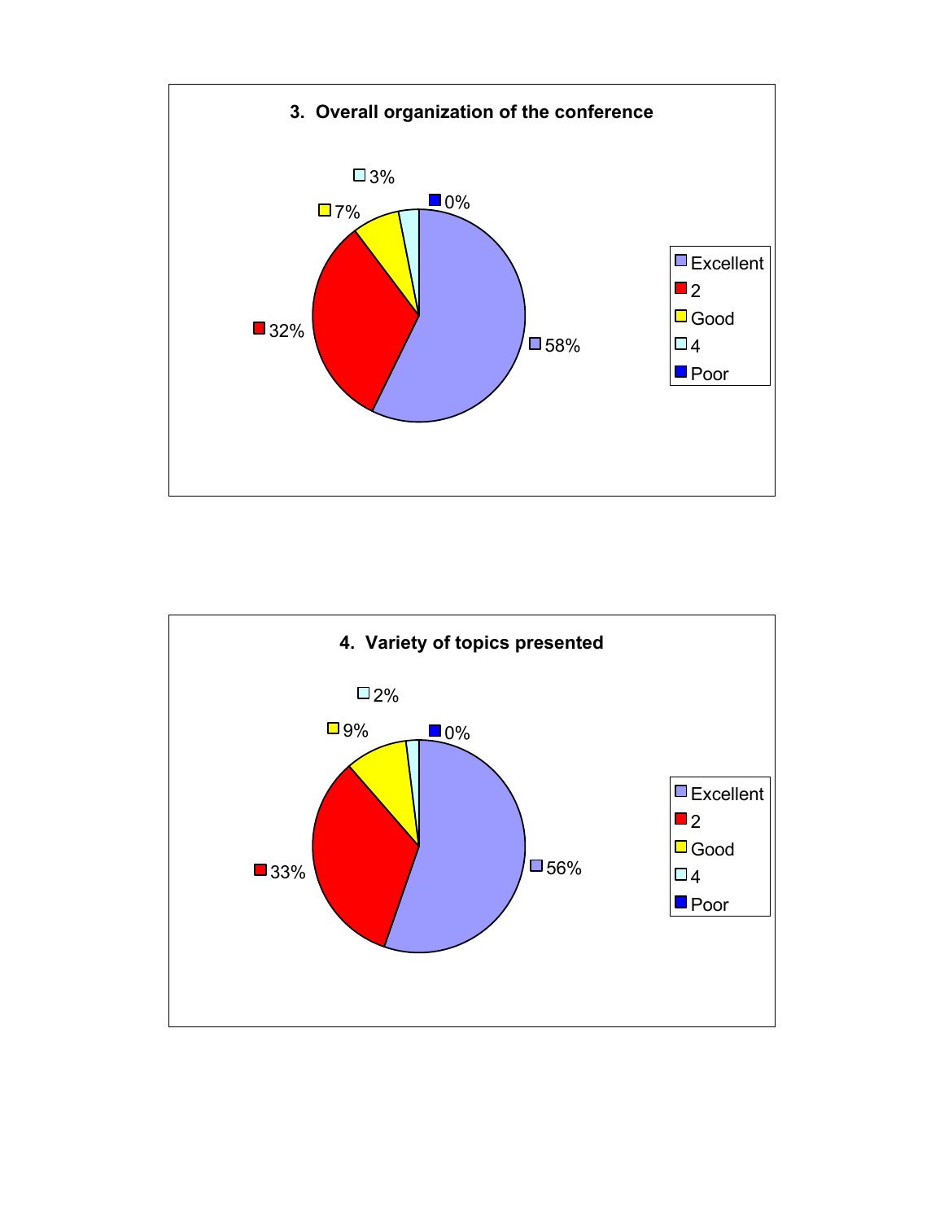**3. Overall organization of the conference**

| Rating | Percentage |
|---|---|
| Excellent | 58% |
| 2 | 32% |
| Good | 7% |
| 4 | 3% |
| Poor | 0% |

**4. Variety of topics presented**

| Rating | Percentage |
|---|---|
| Excellent | 56% |
| 2 | 33% |
| Good | 9% |
| 4 | 2% |
| Poor | 0% |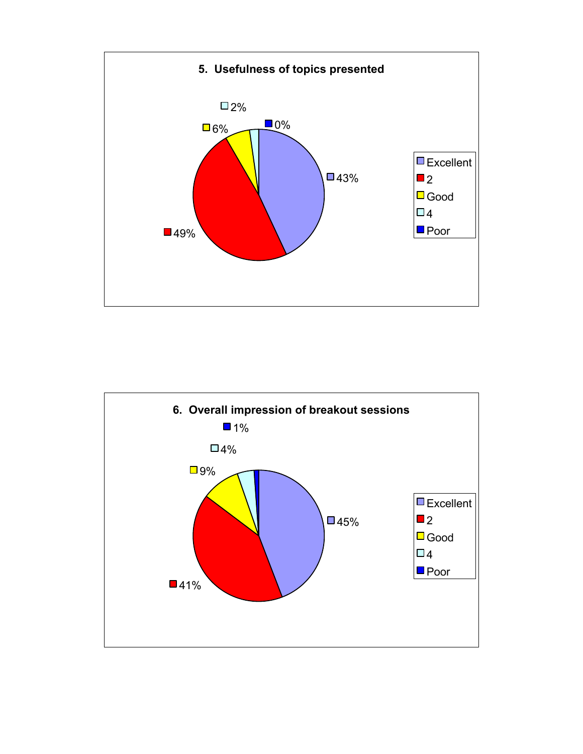### 5. Usefulness of topics presented

| Rating | Percentage |
| --- | --- |
| Excellent | 43% |
| 2 | 49% |
| Good | 6% |
| 4 | 2% |
| Poor | 0% |

### 6. Overall impression of breakout sessions

| Rating | Percentage |
| --- | --- |
| Excellent | 45% |
| 2 | 41% |
| Good | 9% |
| 4 | 4% |
| Poor | 1% |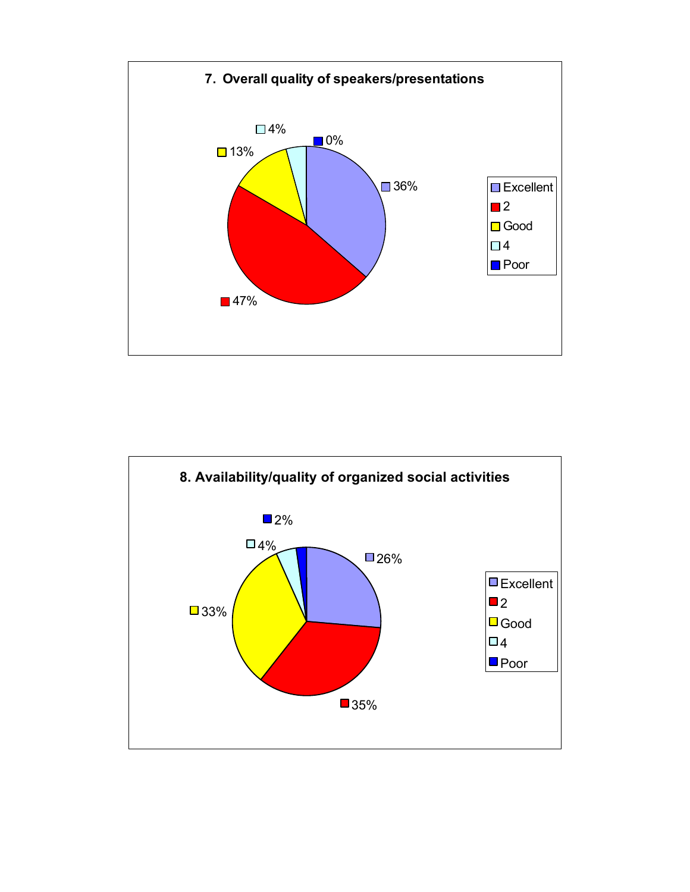**7. Overall quality of speakers/presentations**

| Rating | Percent |
| --- | --- |
| Excellent | 36% |
| 2 | 47% |
| Good | 13% |
| 4 | 4% |
| Poor | 0% |

**8. Availability/quality of organized social activities**

| Rating | Percent |
| --- | --- |
| Excellent | 26% |
| 2 | 35% |
| Good | 33% |
| 4 | 4% |
| Poor | 2% |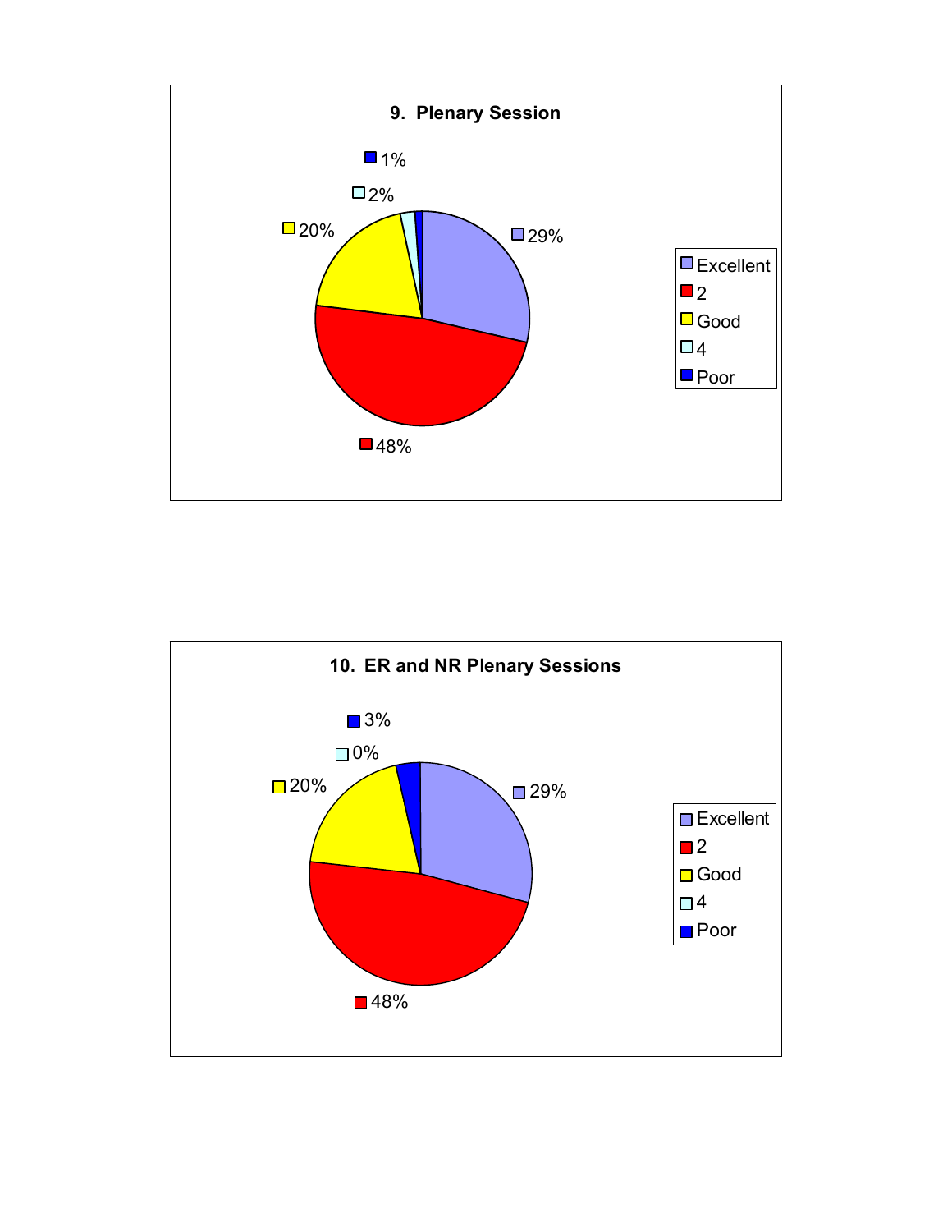**9. Plenary Session**

| Rating | Percentage |
|---|---|
| Excellent | 29% |
| 2 | 48% |
| Good | 20% |
| 4 | 2% |
| Poor | 1% |

**10. ER and NR Plenary Sessions**

| Rating | Percentage |
|---|---|
| Excellent | 29% |
| 2 | 48% |
| Good | 20% |
| 4 | 0% |
| Poor | 3% |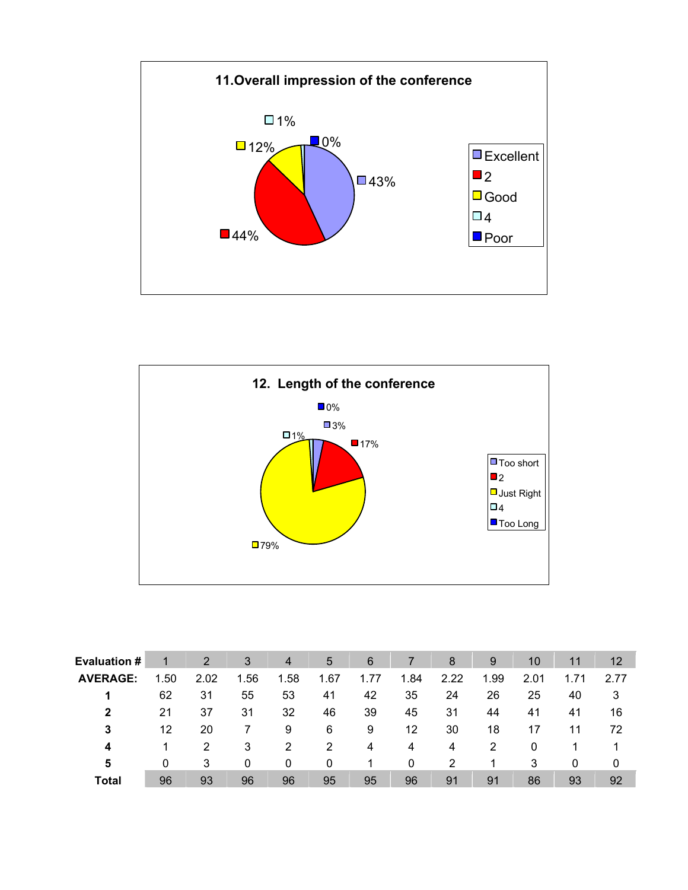**11.Overall impression of the conference**

1%
0%
12%
43%
44%

Excellent
2
Good
4
Poor

**12. Length of the conference**

0%
3%
1%
17%
79%

Too short
2
Just Right
4
Too Long

| Evaluation # | 1 | 2 | 3 | 4 | 5 | 6 | 7 | 8 | 9 | 10 | 11 | 12 |
|---|---|---|---|---|---|---|---|---|---|---|---|---|
| **AVERAGE:** | 1.50 | 2.02 | 1.56 | 1.58 | 1.67 | 1.77 | 1.84 | 2.22 | 1.99 | 2.01 | 1.71 | 2.77 |
| **1** | 62 | 31 | 55 | 53 | 41 | 42 | 35 | 24 | 26 | 25 | 40 | 3 |
| **2** | 21 | 37 | 31 | 32 | 46 | 39 | 45 | 31 | 44 | 41 | 41 | 16 |
| **3** | 12 | 20 | 7 | 9 | 6 | 9 | 12 | 30 | 18 | 17 | 11 | 72 |
| **4** | 1 | 2 | 3 | 2 | 2 | 4 | 4 | 4 | 2 | 0 | 1 | 1 |
| **5** | 0 | 3 | 0 | 0 | 0 | 1 | 0 | 2 | 1 | 3 | 0 | 0 |
| **Total** | 96 | 93 | 96 | 96 | 95 | 95 | 96 | 91 | 91 | 86 | 93 | 92 |